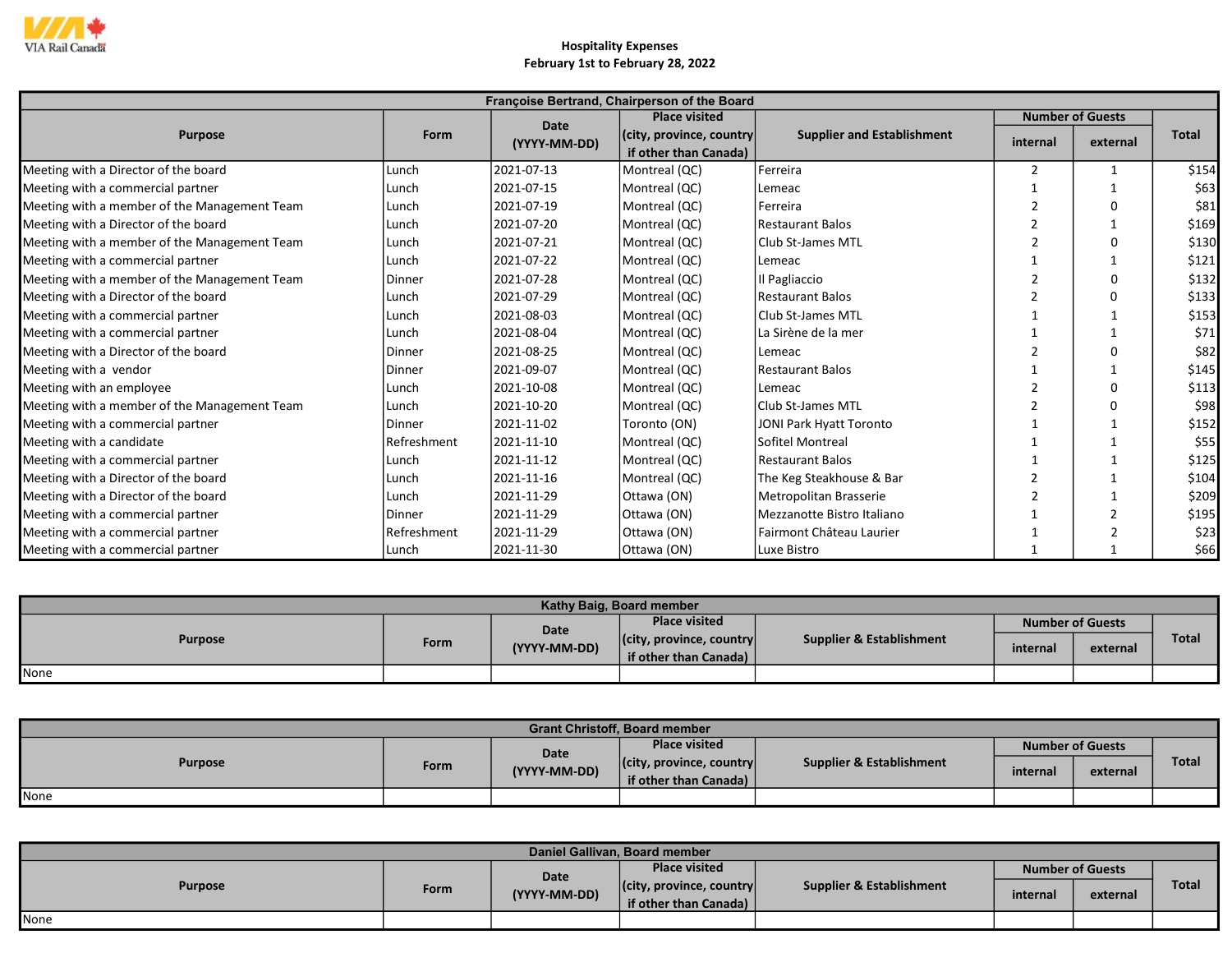# Hospitality Expenses
## February 1st to February 28, 2022

| Françoise Bertrand, Chairperson of the Board | | | | | | | |
|---|---|---|---|---|---|---|---|
| Purpose | Form | Date (YYYY-MM-DD) | Place visited (city, province, country if other than Canada) | Supplier and Establishment | Number of Guests | | Total |
| | | | | | internal | external | |
| Meeting with a Director of the board | Lunch | 2021-07-13 | Montreal (QC) | Ferreira | 2 | 1 | $154 |
| Meeting with a commercial partner | Lunch | 2021-07-15 | Montreal (QC) | Lemeac | 1 | 1 | $63 |
| Meeting with a member of the Management Team | Lunch | 2021-07-19 | Montreal (QC) | Ferreira | 2 | 0 | $81 |
| Meeting with a Director of the board | Lunch | 2021-07-20 | Montreal (QC) | Restaurant Balos | 2 | 1 | $169 |
| Meeting with a member of the Management Team | Lunch | 2021-07-21 | Montreal (QC) | Club St-James MTL | 2 | 0 | $130 |
| Meeting with a commercial partner | Lunch | 2021-07-22 | Montreal (QC) | Lemeac | 1 | 1 | $121 |
| Meeting with a member of the Management Team | Dinner | 2021-07-28 | Montreal (QC) | Il Pagliaccio | 2 | 0 | $132 |
| Meeting with a Director of the board | Lunch | 2021-07-29 | Montreal (QC) | Restaurant Balos | 2 | 0 | $133 |
| Meeting with a commercial partner | Lunch | 2021-08-03 | Montreal (QC) | Club St-James MTL | 1 | 1 | $153 |
| Meeting with a commercial partner | Lunch | 2021-08-04 | Montreal (QC) | La Sirène de la mer | 1 | 1 | $71 |
| Meeting with a Director of the board | Dinner | 2021-08-25 | Montreal (QC) | Lemeac | 2 | 0 | $82 |
| Meeting with a vendor | Dinner | 2021-09-07 | Montreal (QC) | Restaurant Balos | 1 | 1 | $145 |
| Meeting with an employee | Lunch | 2021-10-08 | Montreal (QC) | Lemeac | 2 | 0 | $113 |
| Meeting with a member of the Management Team | Lunch | 2021-10-20 | Montreal (QC) | Club St-James MTL | 2 | 0 | $98 |
| Meeting with a commercial partner | Dinner | 2021-11-02 | Toronto (ON) | JONI Park Hyatt Toronto | 1 | 1 | $152 |
| Meeting with a candidate | Refreshment | 2021-11-10 | Montreal (QC) | Sofitel Montreal | 1 | 1 | $55 |
| Meeting with a commercial partner | Lunch | 2021-11-12 | Montreal (QC) | Restaurant Balos | 1 | 1 | $125 |
| Meeting with a Director of the board | Lunch | 2021-11-16 | Montreal (QC) | The Keg Steakhouse & Bar | 2 | 1 | $104 |
| Meeting with a Director of the board | Lunch | 2021-11-29 | Ottawa (ON) | Metropolitan Brasserie | 2 | 1 | $209 |
| Meeting with a commercial partner | Dinner | 2021-11-29 | Ottawa (ON) | Mezzanotte Bistro Italiano | 1 | 2 | $195 |
| Meeting with a commercial partner | Refreshment | 2021-11-29 | Ottawa (ON) | Fairmont Château Laurier | 1 | 2 | $23 |
| Meeting with a commercial partner | Lunch | 2021-11-30 | Ottawa (ON) | Luxe Bistro | 1 | 1 | $66 |

| Kathy Baig, Board member | | | | | | | |
|---|---|---|---|---|---|---|---|
| Purpose | Form | Date (YYYY-MM-DD) | Place visited (city, province, country if other than Canada) | Supplier & Establishment | Number of Guests | | Total |
| | | | | | internal | external | |
| None | | | | | | | |

| Grant Christoff, Board member | | | | | | | |
|---|---|---|---|---|---|---|---|
| Purpose | Form | Date (YYYY-MM-DD) | Place visited (city, province, country if other than Canada) | Supplier & Establishment | Number of Guests | | Total |
| | | | | | internal | external | |
| None | | | | | | | |

| Daniel Gallivan, Board member | | | | | | | |
|---|---|---|---|---|---|---|---|
| Purpose | Form | Date (YYYY-MM-DD) | Place visited (city, province, country if other than Canada) | Supplier & Establishment | Number of Guests | | Total |
| | | | | | internal | external | |
| None | | | | | | | |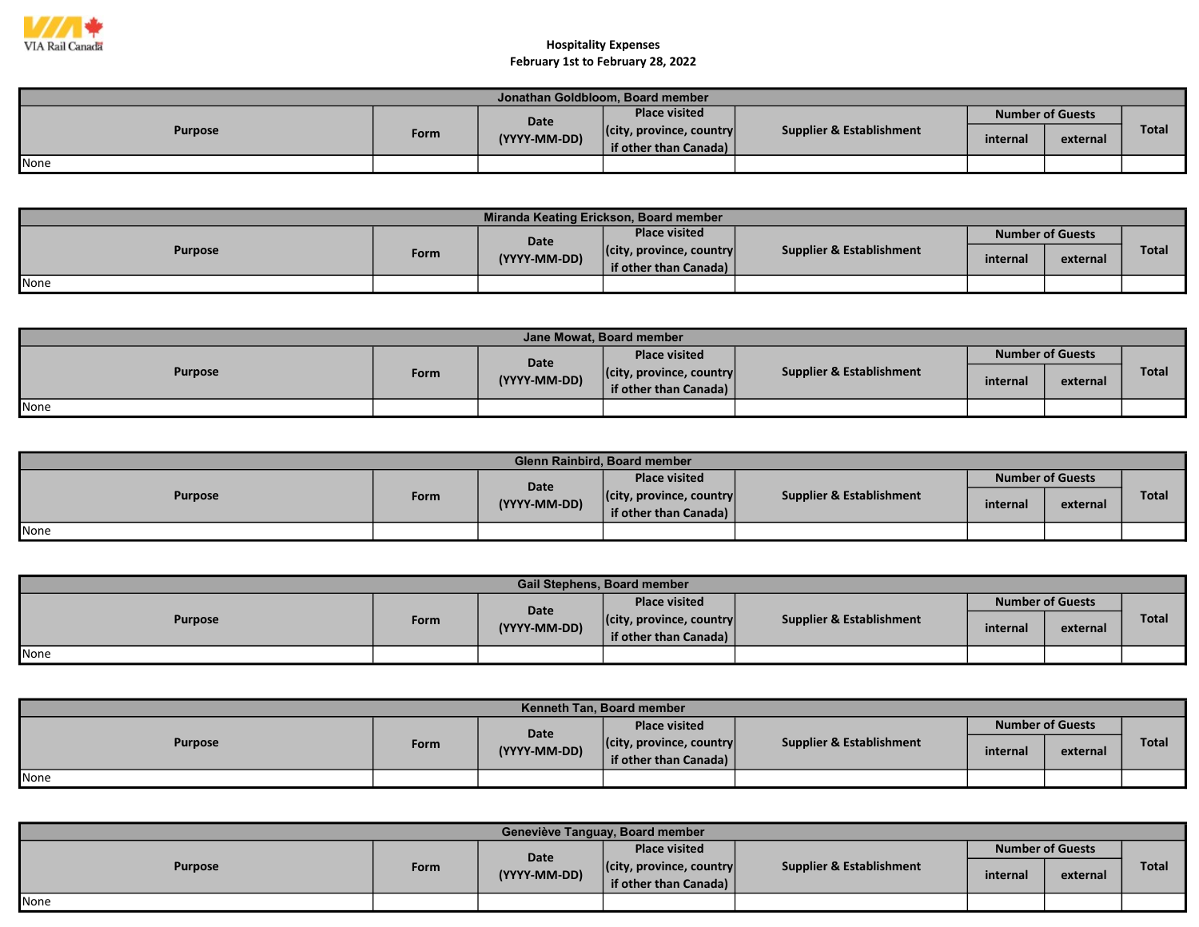VIA Rail Canada

# Hospitality Expenses
## February 1st to February 28, 2022

| Jonathan Goldbloom, Board member | | | | | | | |
|---|---|---|---|---|---|---|---|
| Purpose | Form | Date (YYYY-MM-DD) | Place visited (city, province, country if other than Canada) | Supplier & Establishment | Number of Guests | | Total |
| | | | | | internal | external | |
| None | | | | | | | |

| Miranda Keating Erickson, Board member | | | | | | | |
|---|---|---|---|---|---|---|---|
| Purpose | Form | Date (YYYY-MM-DD) | Place visited (city, province, country if other than Canada) | Supplier & Establishment | Number of Guests | | Total |
| | | | | | internal | external | |
| None | | | | | | | |

| Jane Mowat, Board member | | | | | | | |
|---|---|---|---|---|---|---|---|
| Purpose | Form | Date (YYYY-MM-DD) | Place visited (city, province, country if other than Canada) | Supplier & Establishment | Number of Guests | | Total |
| | | | | | internal | external | |
| None | | | | | | | |

| Glenn Rainbird, Board member | | | | | | | |
|---|---|---|---|---|---|---|---|
| Purpose | Form | Date (YYYY-MM-DD) | Place visited (city, province, country if other than Canada) | Supplier & Establishment | Number of Guests | | Total |
| | | | | | internal | external | |
| None | | | | | | | |

| Gail Stephens, Board member | | | | | | | |
|---|---|---|---|---|---|---|---|
| Purpose | Form | Date (YYYY-MM-DD) | Place visited (city, province, country if other than Canada) | Supplier & Establishment | Number of Guests | | Total |
| | | | | | internal | external | |
| None | | | | | | | |

| Kenneth Tan, Board member | | | | | | | |
|---|---|---|---|---|---|---|---|
| Purpose | Form | Date (YYYY-MM-DD) | Place visited (city, province, country if other than Canada) | Supplier & Establishment | Number of Guests | | Total |
| | | | | | internal | external | |
| None | | | | | | | |

| Geneviève Tanguay, Board member | | | | | | | |
|---|---|---|---|---|---|---|---|
| Purpose | Form | Date (YYYY-MM-DD) | Place visited (city, province, country if other than Canada) | Supplier & Establishment | Number of Guests | | Total |
| | | | | | internal | external | |
| None | | | | | | | |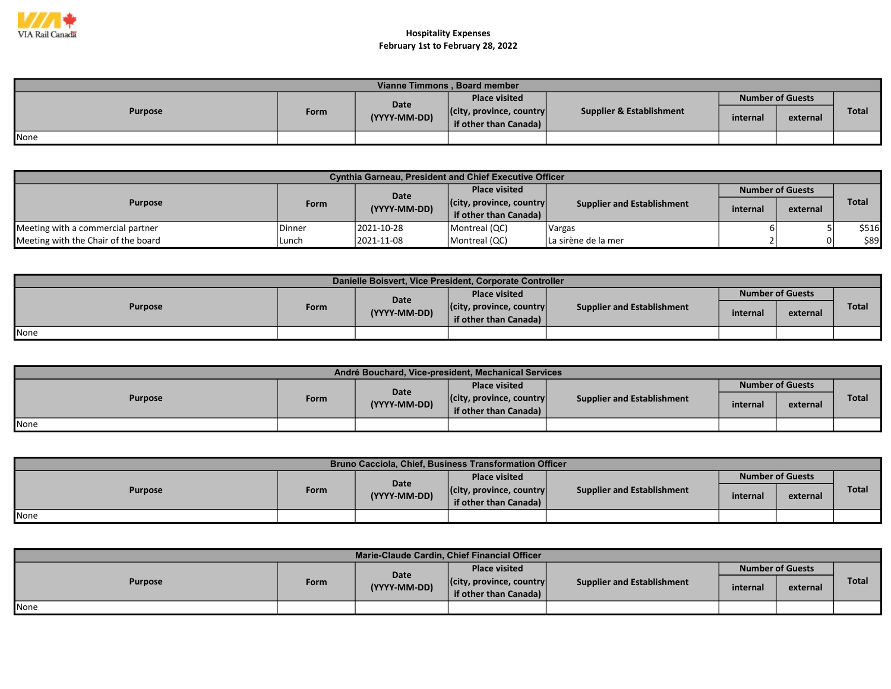VIA Rail Canada

# Hospitality Expenses
## February 1st to February 28, 2022

| Vianne Timmons , Board member | | | | | | | |
|---|---|---|---|---|---|---|---|
| Purpose | Form | Date (YYYY-MM-DD) | Place visited (city, province, country if other than Canada) | Supplier & Establishment | Number of Guests | | Total |
| | | | | | internal | external | |
| None | | | | | | | |

| Cynthia Garneau, President and Chief Executive Officer | | | | | | | |
|---|---|---|---|---|---|---|---|
| Purpose | Form | Date (YYYY-MM-DD) | Place visited (city, province, country if other than Canada) | Supplier and Establishment | Number of Guests | | Total |
| | | | | | internal | external | |
| Meeting with a commercial partner | Dinner | 2021-10-28 | Montreal (QC) | Vargas | 6 | 5 | $516 |
| Meeting with the Chair of the board | Lunch | 2021-11-08 | Montreal (QC) | La sirène de la mer | 2 | 0 | $89 |

| Danielle Boisvert, Vice President, Corporate Controller | | | | | | | |
|---|---|---|---|---|---|---|---|
| Purpose | Form | Date (YYYY-MM-DD) | Place visited (city, province, country if other than Canada) | Supplier and Establishment | Number of Guests | | Total |
| | | | | | internal | external | |
| None | | | | | | | |

| André Bouchard, Vice-president, Mechanical Services | | | | | | | |
|---|---|---|---|---|---|---|---|
| Purpose | Form | Date (YYYY-MM-DD) | Place visited (city, province, country if other than Canada) | Supplier and Establishment | Number of Guests | | Total |
| | | | | | internal | external | |
| None | | | | | | | |

| Bruno Cacciola, Chief, Business Transformation Officer | | | | | | | |
|---|---|---|---|---|---|---|---|
| Purpose | Form | Date (YYYY-MM-DD) | Place visited (city, province, country if other than Canada) | Supplier and Establishment | Number of Guests | | Total |
| | | | | | internal | external | |
| None | | | | | | | |

| Marie-Claude Cardin, Chief Financial Officer | | | | | | | |
|---|---|---|---|---|---|---|---|
| Purpose | Form | Date (YYYY-MM-DD) | Place visited (city, province, country if other than Canada) | Supplier and Establishment | Number of Guests | | Total |
| | | | | | internal | external | |
| None | | | | | | | |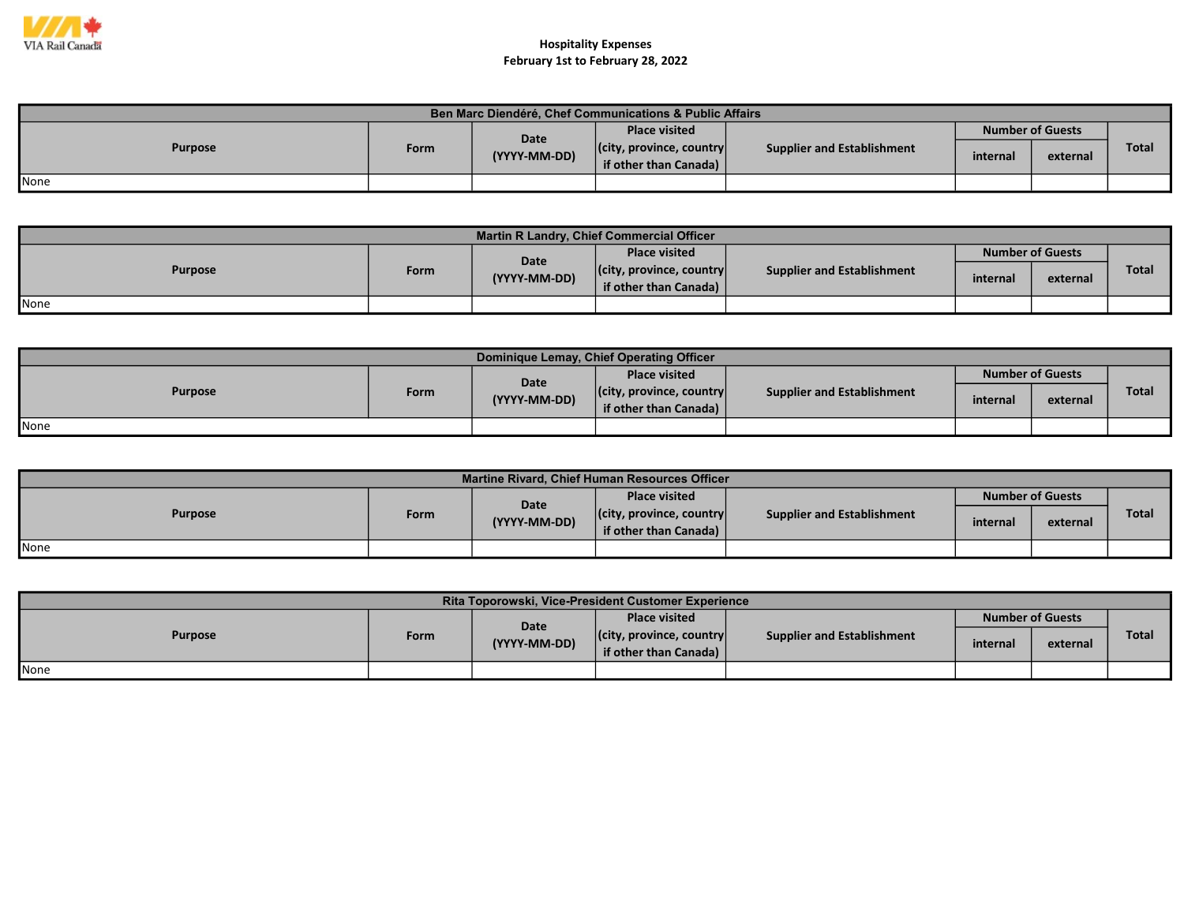VIA Rail Canada

# Hospitality Expenses
## February 1st to February 28, 2022

| Ben Marc Diendéré, Chef Communications & Public Affairs | | | | | | | |
|---|---|---|---|---|---|---|---|
| Purpose | Form | Date (YYYY-MM-DD) | Place visited (city, province, country if other than Canada) | Supplier and Establishment | Number of Guests | | Total |
| | | | | | internal | external | |
| None | | | | | | | |

| Martin R Landry, Chief Commercial Officer | | | | | | | |
|---|---|---|---|---|---|---|---|
| Purpose | Form | Date (YYYY-MM-DD) | Place visited (city, province, country if other than Canada) | Supplier and Establishment | Number of Guests | | Total |
| | | | | | internal | external | |
| None | | | | | | | |

| Dominique Lemay, Chief Operating Officer | | | | | | | |
|---|---|---|---|---|---|---|---|
| Purpose | Form | Date (YYYY-MM-DD) | Place visited (city, province, country if other than Canada) | Supplier and Establishment | Number of Guests | | Total |
| | | | | | internal | external | |
| None | | | | | | | |

| Martine Rivard, Chief Human Resources Officer | | | | | | | |
|---|---|---|---|---|---|---|---|
| Purpose | Form | Date (YYYY-MM-DD) | Place visited (city, province, country if other than Canada) | Supplier and Establishment | Number of Guests | | Total |
| | | | | | internal | external | |
| None | | | | | | | |

| Rita Toporowski, Vice-President Customer Experience | | | | | | | |
|---|---|---|---|---|---|---|---|
| Purpose | Form | Date (YYYY-MM-DD) | Place visited (city, province, country if other than Canada) | Supplier and Establishment | Number of Guests | | Total |
| | | | | | internal | external | |
| None | | | | | | | |